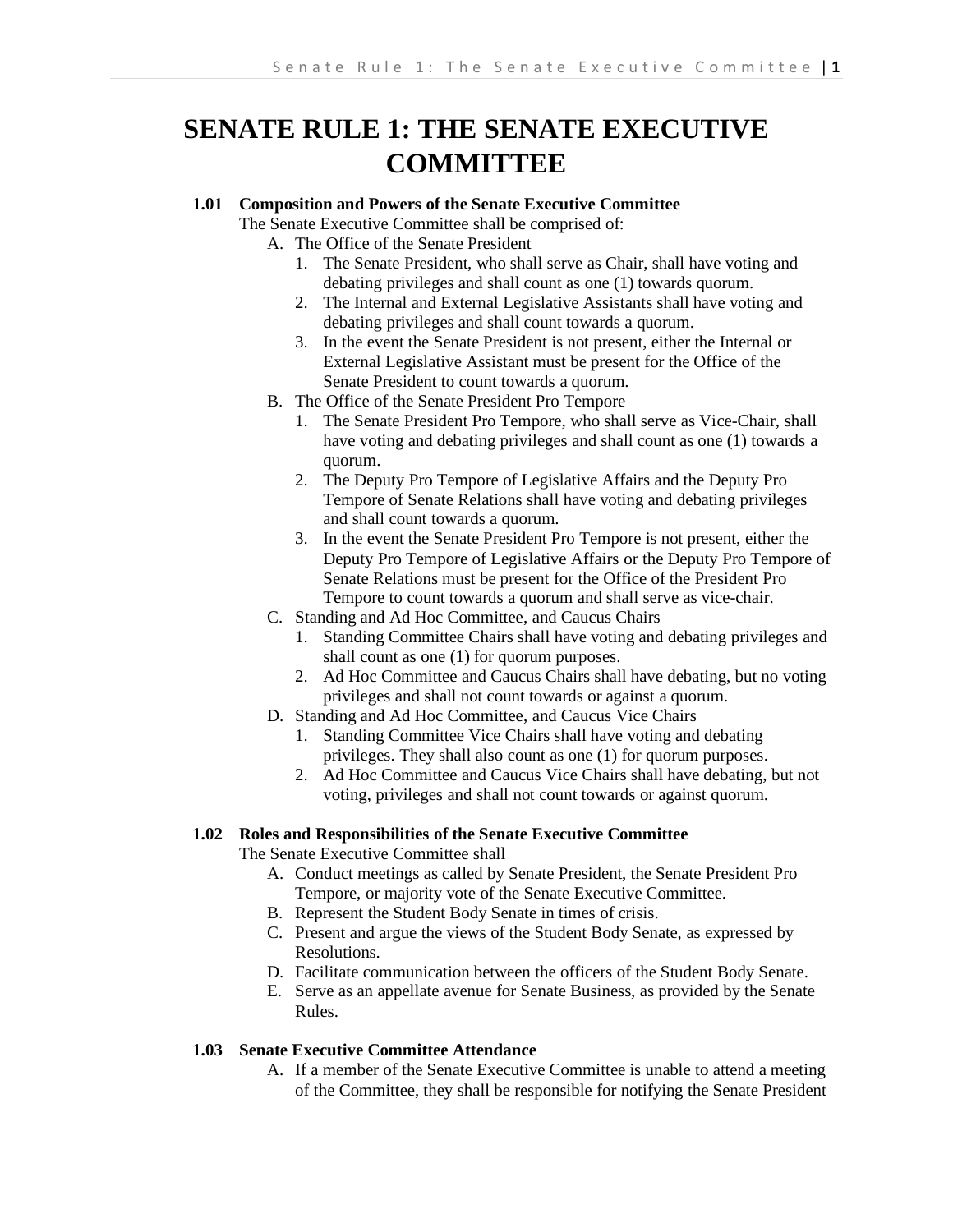# SENATE RULE 1: THE SENATE EXECUTIVE COMMITTEE

**1.01 Composition and Powers of the Senate Executive Committee**

The Senate Executive Committee shall be comprised of:

A. The Office of the Senate President
   1. The Senate President, who shall serve as Chair, shall have voting and debating privileges and shall count as one (1) towards quorum.
   2. The Internal and External Legislative Assistants shall have voting and debating privileges and shall count towards a quorum.
   3. In the event the Senate President is not present, either the Internal or External Legislative Assistant must be present for the Office of the Senate President to count towards a quorum.

B. The Office of the Senate President Pro Tempore
   1. The Senate President Pro Tempore, who shall serve as Vice-Chair, shall have voting and debating privileges and shall count as one (1) towards a quorum.
   2. The Deputy Pro Tempore of Legislative Affairs and the Deputy Pro Tempore of Senate Relations shall have voting and debating privileges and shall count towards a quorum.
   3. In the event the Senate President Pro Tempore is not present, either the Deputy Pro Tempore of Legislative Affairs or the Deputy Pro Tempore of Senate Relations must be present for the Office of the President Pro Tempore to count towards a quorum and shall serve as vice-chair.

C. Standing and Ad Hoc Committee, and Caucus Chairs
   1. Standing Committee Chairs shall have voting and debating privileges and shall count as one (1) for quorum purposes.
   2. Ad Hoc Committee and Caucus Chairs shall have debating, but no voting privileges and shall not count towards or against a quorum.

D. Standing and Ad Hoc Committee, and Caucus Vice Chairs
   1. Standing Committee Vice Chairs shall have voting and debating privileges. They shall also count as one (1) for quorum purposes.
   2. Ad Hoc Committee and Caucus Vice Chairs shall have debating, but not voting, privileges and shall not count towards or against quorum.

**1.02 Roles and Responsibilities of the Senate Executive Committee**

The Senate Executive Committee shall

A. Conduct meetings as called by Senate President, the Senate President Pro Tempore, or majority vote of the Senate Executive Committee.
B. Represent the Student Body Senate in times of crisis.
C. Present and argue the views of the Student Body Senate, as expressed by Resolutions.
D. Facilitate communication between the officers of the Student Body Senate.
E. Serve as an appellate avenue for Senate Business, as provided by the Senate Rules.

**1.03 Senate Executive Committee Attendance**

A. If a member of the Senate Executive Committee is unable to attend a meeting of the Committee, they shall be responsible for notifying the Senate President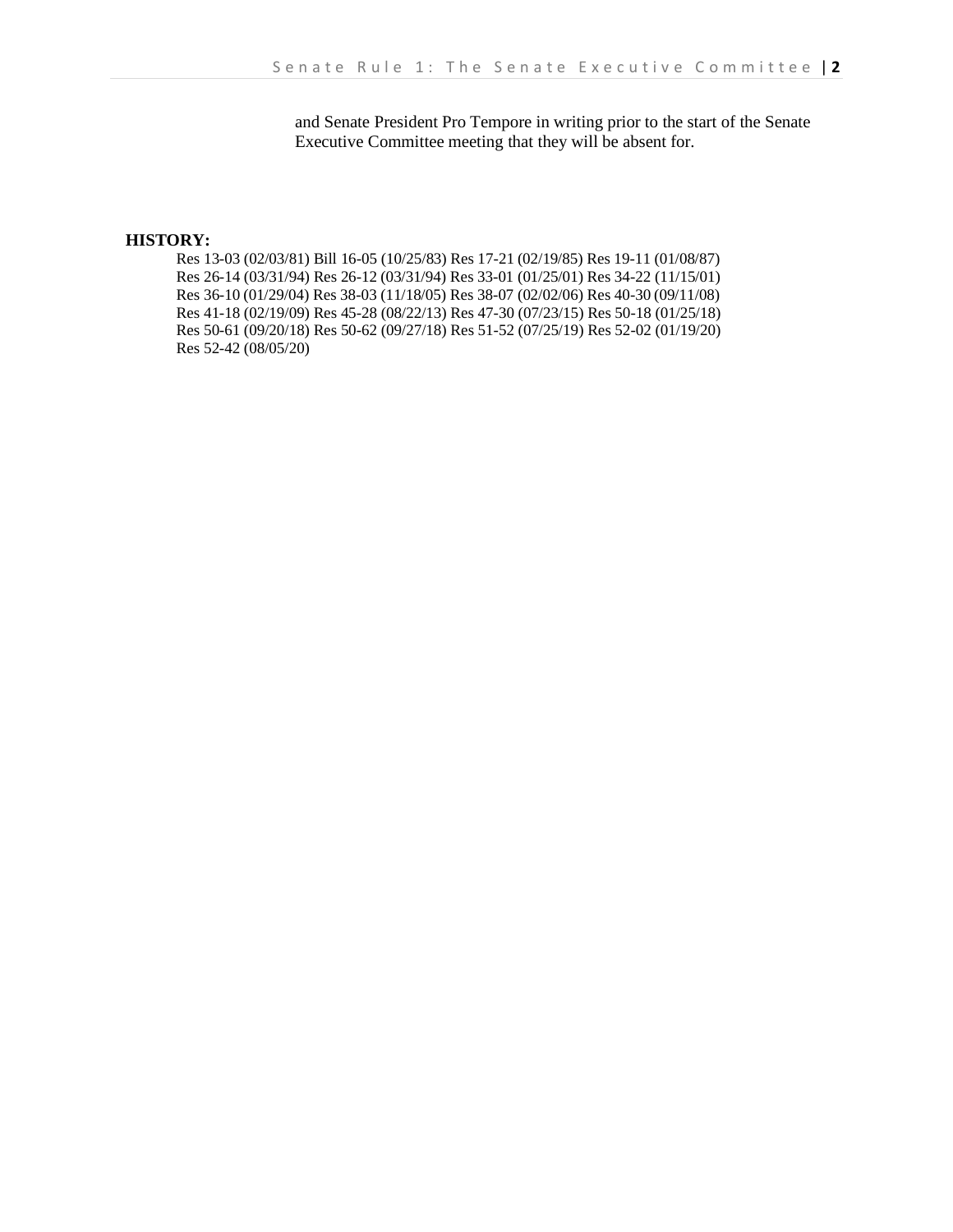and Senate President Pro Tempore in writing prior to the start of the Senate Executive Committee meeting that they will be absent for.

**HISTORY:**

Res 13-03 (02/03/81) Bill 16-05 (10/25/83) Res 17-21 (02/19/85) Res 19-11 (01/08/87) Res 26-14 (03/31/94) Res 26-12 (03/31/94) Res 33-01 (01/25/01) Res 34-22 (11/15/01) Res 36-10 (01/29/04) Res 38-03 (11/18/05) Res 38-07 (02/02/06) Res 40-30 (09/11/08) Res 41-18 (02/19/09) Res 45-28 (08/22/13) Res 47-30 (07/23/15) Res 50-18 (01/25/18) Res 50-61 (09/20/18) Res 50-62 (09/27/18) Res 51-52 (07/25/19) Res 52-02 (01/19/20) Res 52-42 (08/05/20)